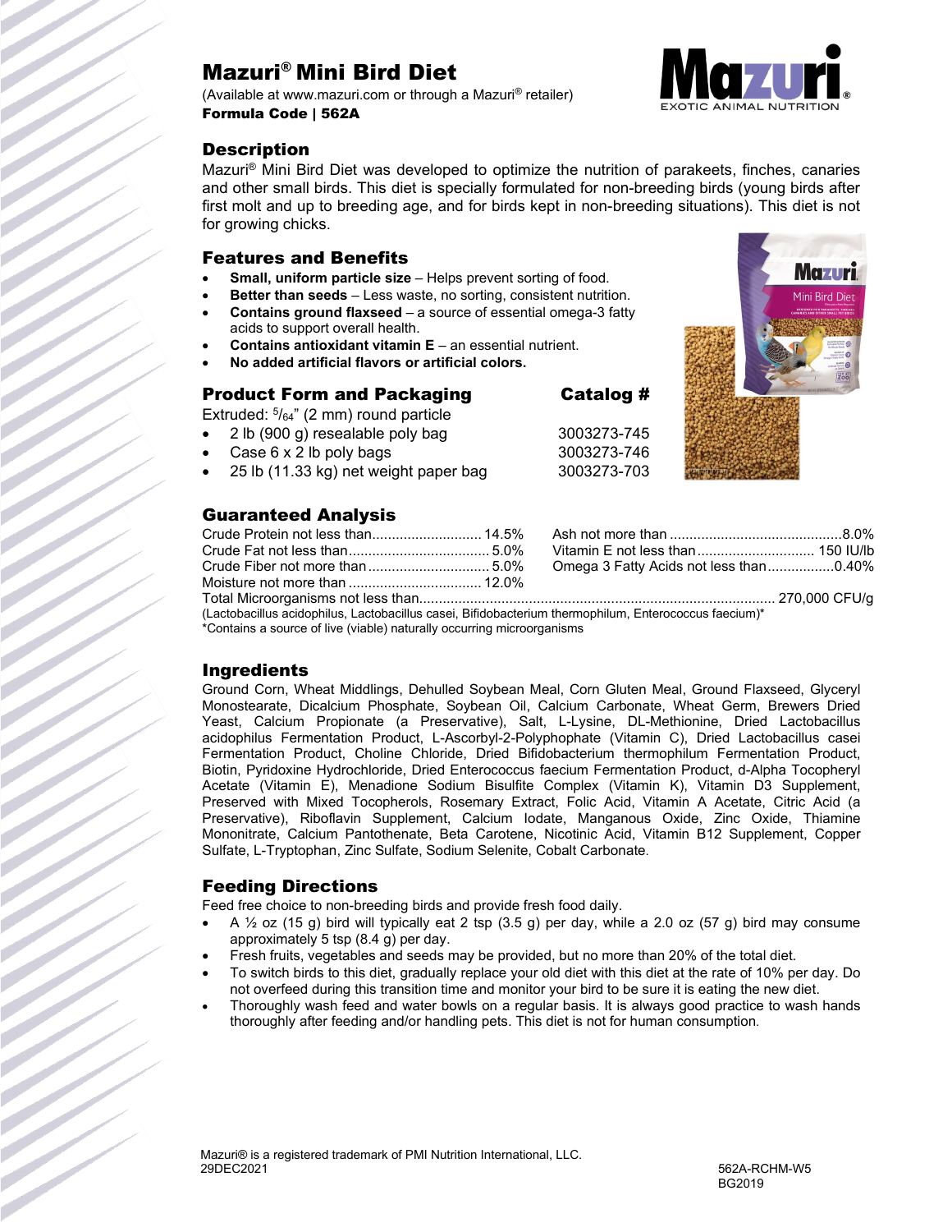# Mazuri® Mini Bird Diet

(Available at www.mazuri.com or through a Mazuri® retailer)
**Formula Code | 562A**

## Description

Mazuri® Mini Bird Diet was developed to optimize the nutrition of parakeets, finches, canaries and other small birds. This diet is specially formulated for non-breeding birds (young birds after first molt and up to breeding age, and for birds kept in non-breeding situations). This diet is not for growing chicks.

## Features and Benefits

- **Small, uniform particle size** – Helps prevent sorting of food.
- **Better than seeds** – Less waste, no sorting, consistent nutrition.
- **Contains ground flaxseed** – a source of essential omega-3 fatty acids to support overall health.
- **Contains antioxidant vitamin E** – an essential nutrient.
- **No added artificial flavors or artificial colors.**

## Product Form and Packaging

Extruded: 5/64" (2 mm) round particle

| Product Form and Packaging | Catalog # |
|---|---|
| 2 lb (900 g) resealable poly bag | 3003273-745 |
| Case 6 x 2 lb poly bags | 3003273-746 |
| 25 lb (11.33 kg) net weight paper bag | 3003273-703 |

## Guaranteed Analysis

| | |
|---|---|
| Crude Protein not less than | 14.5% |
| Crude Fat not less than | 5.0% |
| Crude Fiber not more than | 5.0% |
| Moisture not more than | 12.0% |
| Ash not more than | 8.0% |
| Vitamin E not less than | 150 IU/lb |
| Omega 3 Fatty Acids not less than | 0.40% |
| Total Microorganisms not less than | 270,000 CFU/g |

(Lactobacillus acidophilus, Lactobacillus casei, Bifidobacterium thermophilum, Enterococcus faecium)*
*Contains a source of live (viable) naturally occurring microorganisms

## Ingredients

Ground Corn, Wheat Middlings, Dehulled Soybean Meal, Corn Gluten Meal, Ground Flaxseed, Glyceryl Monostearate, Dicalcium Phosphate, Soybean Oil, Calcium Carbonate, Wheat Germ, Brewers Dried Yeast, Calcium Propionate (a Preservative), Salt, L-Lysine, DL-Methionine, Dried Lactobacillus acidophilus Fermentation Product, L-Ascorbyl-2-Polyphophate (Vitamin C), Dried Lactobacillus casei Fermentation Product, Choline Chloride, Dried Bifidobacterium thermophilum Fermentation Product, Biotin, Pyridoxine Hydrochloride, Dried Enterococcus faecium Fermentation Product, d-Alpha Tocopheryl Acetate (Vitamin E), Menadione Sodium Bisulfite Complex (Vitamin K), Vitamin D3 Supplement, Preserved with Mixed Tocopherols, Rosemary Extract, Folic Acid, Vitamin A Acetate, Citric Acid (a Preservative), Riboflavin Supplement, Calcium Iodate, Manganous Oxide, Zinc Oxide, Thiamine Mononitrate, Calcium Pantothenate, Beta Carotene, Nicotinic Acid, Vitamin B12 Supplement, Copper Sulfate, L-Tryptophan, Zinc Sulfate, Sodium Selenite, Cobalt Carbonate.

## Feeding Directions

Feed free choice to non-breeding birds and provide fresh food daily.

- A ½ oz (15 g) bird will typically eat 2 tsp (3.5 g) per day, while a 2.0 oz (57 g) bird may consume approximately 5 tsp (8.4 g) per day.
- Fresh fruits, vegetables and seeds may be provided, but no more than 20% of the total diet.
- To switch birds to this diet, gradually replace your old diet with this diet at the rate of 10% per day. Do not overfeed during this transition time and monitor your bird to be sure it is eating the new diet.
- Thoroughly wash feed and water bowls on a regular basis. It is always good practice to wash hands thoroughly after feeding and/or handling pets. This diet is not for human consumption.

Mazuri® is a registered trademark of PMI Nutrition International, LLC.
29DEC2021

562A-RCHM-W5
BG2019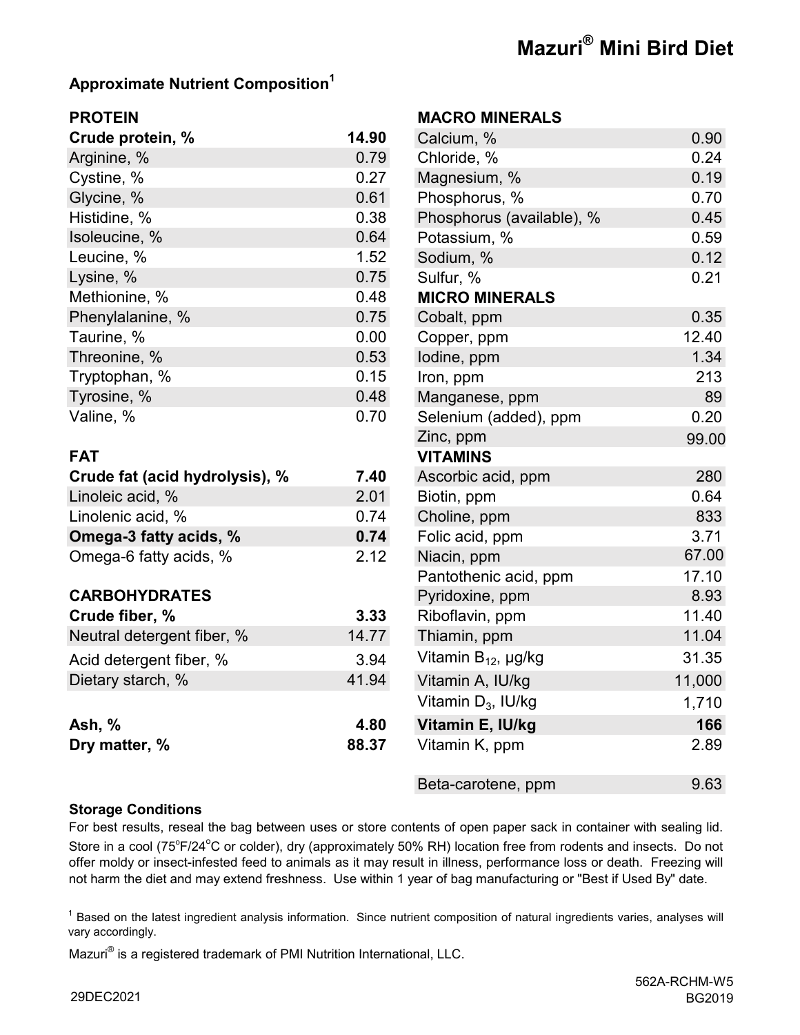# Mazuri® Mini Bird Diet

## Approximate Nutrient Composition[1]

| PROTEIN | |
|---|---|
| **Crude protein, %** | **14.90** |
| Arginine, % | 0.79 |
| Cystine, % | 0.27 |
| Glycine, % | 0.61 |
| Histidine, % | 0.38 |
| Isoleucine, % | 0.64 |
| Leucine, % | 1.52 |
| Lysine, % | 0.75 |
| Methionine, % | 0.48 |
| Phenylalanine, % | 0.75 |
| Taurine, % | 0.00 |
| Threonine, % | 0.53 |
| Tryptophan, % | 0.15 |
| Tyrosine, % | 0.48 |
| Valine, % | 0.70 |

| FAT | |
|---|---|
| **Crude fat (acid hydrolysis), %** | **7.40** |
| Linoleic acid, % | 2.01 |
| Linolenic acid, % | 0.74 |
| **Omega-3 fatty acids, %** | **0.74** |
| Omega-6 fatty acids, % | 2.12 |

| CARBOHYDRATES | |
|---|---|
| **Crude fiber, %** | **3.33** |
| Neutral detergent fiber, % | 14.77 |
| Acid detergent fiber, % | 3.94 |
| Dietary starch, % | 41.94 |

| | |
|---|---|
| **Ash, %** | **4.80** |
| **Dry matter, %** | **88.37** |

| MACRO MINERALS | |
|---|---|
| Calcium, % | 0.90 |
| Chloride, % | 0.24 |
| Magnesium, % | 0.19 |
| Phosphorus, % | 0.70 |
| Phosphorus (available), % | 0.45 |
| Potassium, % | 0.59 |
| Sodium, % | 0.12 |
| Sulfur, % | 0.21 |
| **MICRO MINERALS** | |
| Cobalt, ppm | 0.35 |
| Copper, ppm | 12.40 |
| Iodine, ppm | 1.34 |
| Iron, ppm | 213 |
| Manganese, ppm | 89 |
| Selenium (added), ppm | 0.20 |
| Zinc, ppm | 99.00 |
| **VITAMINS** | |
| Ascorbic acid, ppm | 280 |
| Biotin, ppm | 0.64 |
| Choline, ppm | 833 |
| Folic acid, ppm | 3.71 |
| Niacin, ppm | 67.00 |
| Pantothenic acid, ppm | 17.10 |
| Pyridoxine, ppm | 8.93 |
| Riboflavin, ppm | 11.40 |
| Thiamin, ppm | 11.04 |
| Vitamin $B_{12}$, µg/kg | 31.35 |
| Vitamin A, IU/kg | 11,000 |
| Vitamin $D_3$, IU/kg | 1,710 |
| **Vitamin E, IU/kg** | **166** |
| Vitamin K, ppm | 2.89 |
| Beta-carotene, ppm | 9.63 |

### Storage Conditions

For best results, reseal the bag between uses or store contents of open paper sack in container with sealing lid. Store in a cool (75°F/24°C or colder), dry (approximately 50% RH) location free from rodents and insects. Do not offer moldy or insect-infested feed to animals as it may result in illness, performance loss or death. Freezing will not harm the diet and may extend freshness. Use within 1 year of bag manufacturing or "Best if Used By" date.

[1] Based on the latest ingredient analysis information. Since nutrient composition of natural ingredients varies, analyses will vary accordingly.

Mazuri® is a registered trademark of PMI Nutrition International, LLC.

29DEC2021

562A-RCHM-W5
BG2019